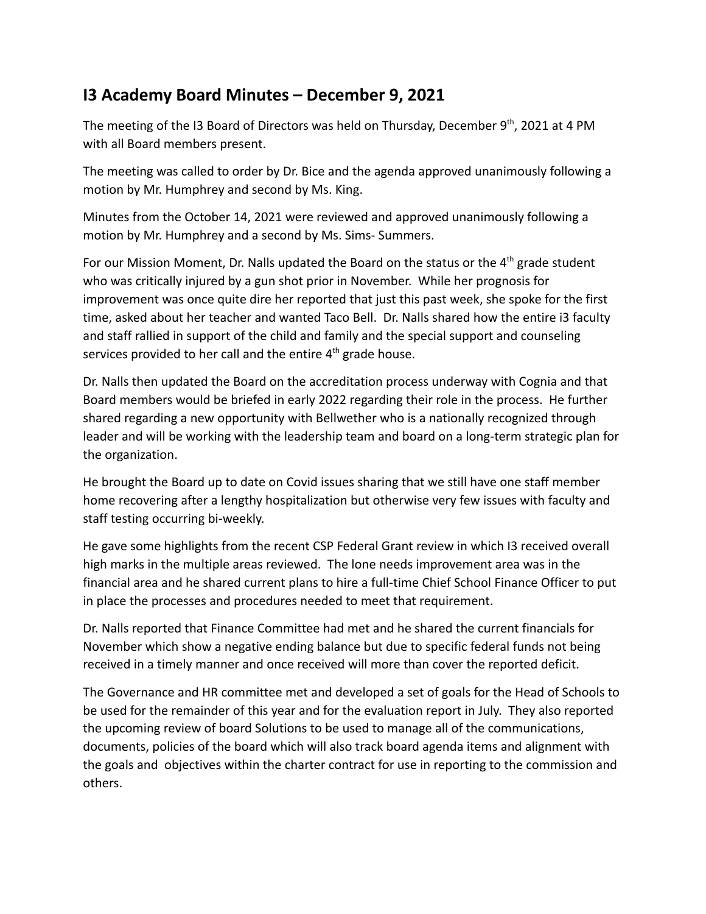## I3 Academy Board Minutes – December 9, 2021

The meeting of the I3 Board of Directors was held on Thursday, December 9th, 2021 at 4 PM with all Board members present.

The meeting was called to order by Dr. Bice and the agenda approved unanimously following a motion by Mr. Humphrey and second by Ms. King.

Minutes from the October 14, 2021 were reviewed and approved unanimously following a motion by Mr. Humphrey and a second by Ms. Sims- Summers.

For our Mission Moment, Dr. Nalls updated the Board on the status or the 4th grade student who was critically injured by a gun shot prior in November. While her prognosis for improvement was once quite dire her reported that just this past week, she spoke for the first time, asked about her teacher and wanted Taco Bell. Dr. Nalls shared how the entire i3 faculty and staff rallied in support of the child and family and the special support and counseling services provided to her call and the entire 4th grade house.

Dr. Nalls then updated the Board on the accreditation process underway with Cognia and that Board members would be briefed in early 2022 regarding their role in the process. He further shared regarding a new opportunity with Bellwether who is a nationally recognized through leader and will be working with the leadership team and board on a long-term strategic plan for the organization.

He brought the Board up to date on Covid issues sharing that we still have one staff member home recovering after a lengthy hospitalization but otherwise very few issues with faculty and staff testing occurring bi-weekly.

He gave some highlights from the recent CSP Federal Grant review in which I3 received overall high marks in the multiple areas reviewed. The lone needs improvement area was in the financial area and he shared current plans to hire a full-time Chief School Finance Officer to put in place the processes and procedures needed to meet that requirement.

Dr. Nalls reported that Finance Committee had met and he shared the current financials for November which show a negative ending balance but due to specific federal funds not being received in a timely manner and once received will more than cover the reported deficit.

The Governance and HR committee met and developed a set of goals for the Head of Schools to be used for the remainder of this year and for the evaluation report in July. They also reported the upcoming review of board Solutions to be used to manage all of the communications, documents, policies of the board which will also track board agenda items and alignment with the goals and objectives within the charter contract for use in reporting to the commission and others.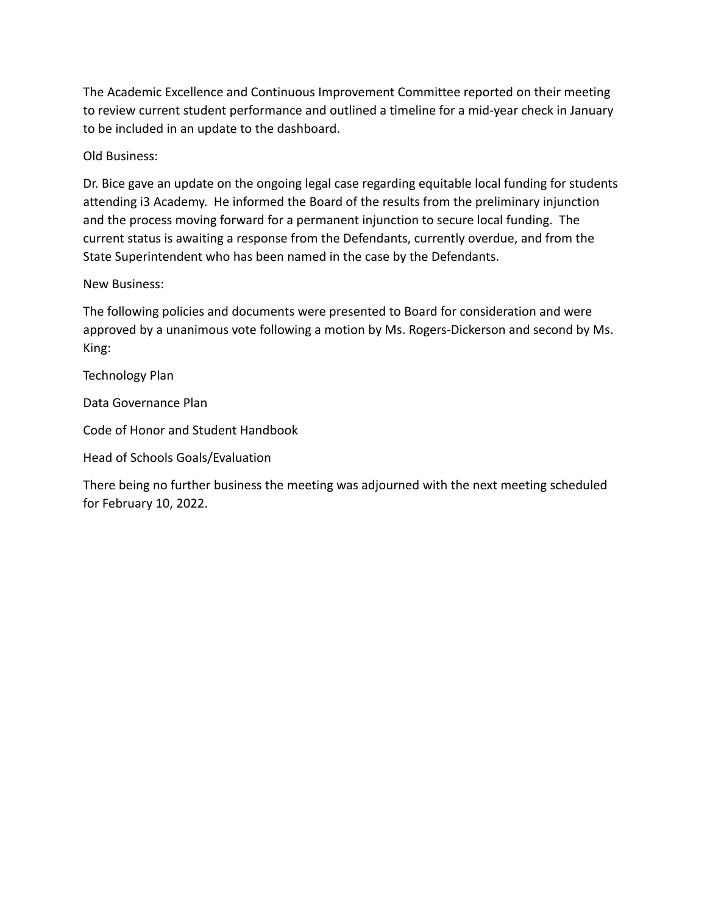The Academic Excellence and Continuous Improvement Committee reported on their meeting to review current student performance and outlined a timeline for a mid-year check in January to be included in an update to the dashboard.

Old Business:

Dr. Bice gave an update on the ongoing legal case regarding equitable local funding for students attending i3 Academy. He informed the Board of the results from the preliminary injunction and the process moving forward for a permanent injunction to secure local funding. The current status is awaiting a response from the Defendants, currently overdue, and from the State Superintendent who has been named in the case by the Defendants.

New Business:

The following policies and documents were presented to Board for consideration and were approved by a unanimous vote following a motion by Ms. Rogers-Dickerson and second by Ms. King:

Technology Plan

Data Governance Plan

Code of Honor and Student Handbook

Head of Schools Goals/Evaluation

There being no further business the meeting was adjourned with the next meeting scheduled for February 10, 2022.